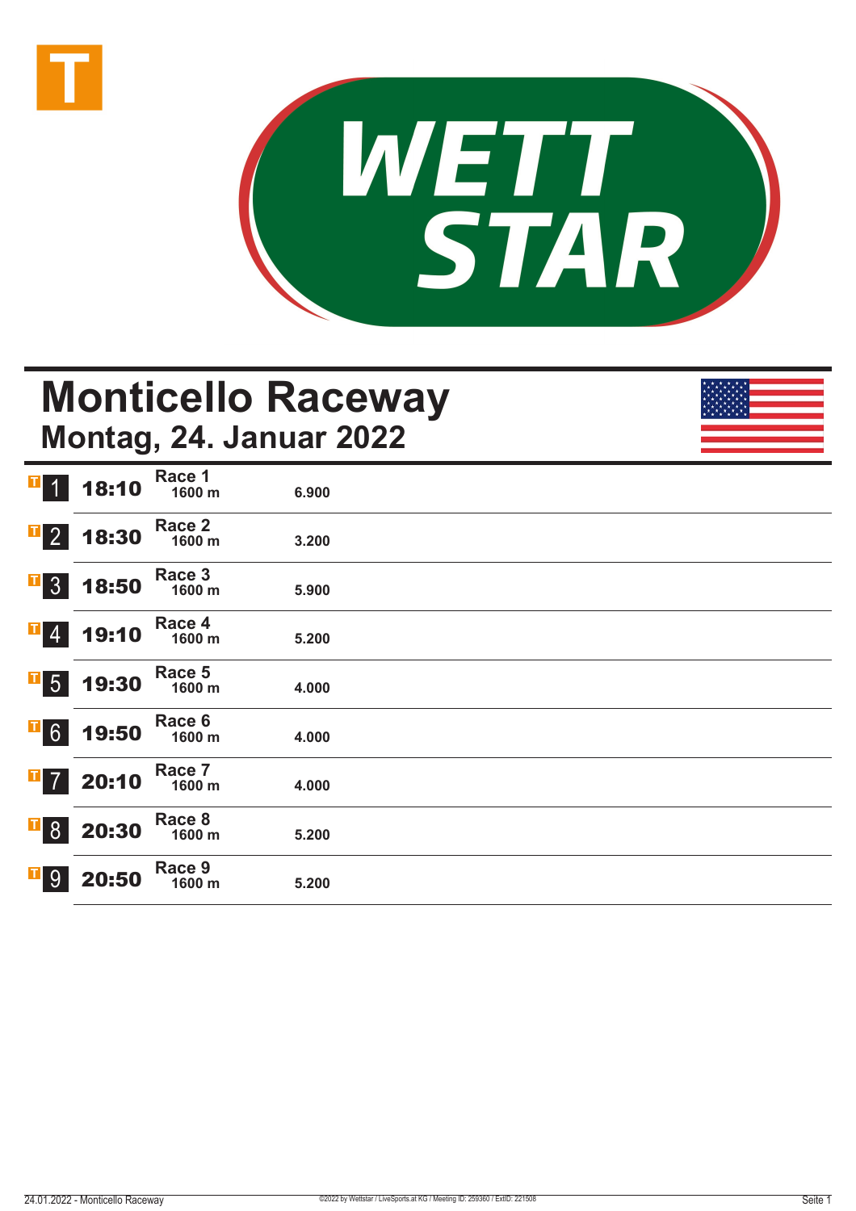# WETT STAR

# Monticello Raceway

## Montag, 24. Januar 2022

| Nr. | Zeit | Rennen | Distanz | Preisgeld |
| --- | --- | --- | --- | --- |
| 1 | 18:10 | Race 1 | 1600 m | 6.900 |
| 2 | 18:30 | Race 2 | 1600 m | 3.200 |
| 3 | 18:50 | Race 3 | 1600 m | 5.900 |
| 4 | 19:10 | Race 4 | 1600 m | 5.200 |
| 5 | 19:30 | Race 5 | 1600 m | 4.000 |
| 6 | 19:50 | Race 6 | 1600 m | 4.000 |
| 7 | 20:10 | Race 7 | 1600 m | 4.000 |
| 8 | 20:30 | Race 8 | 1600 m | 5.200 |
| 9 | 20:50 | Race 9 | 1600 m | 5.200 |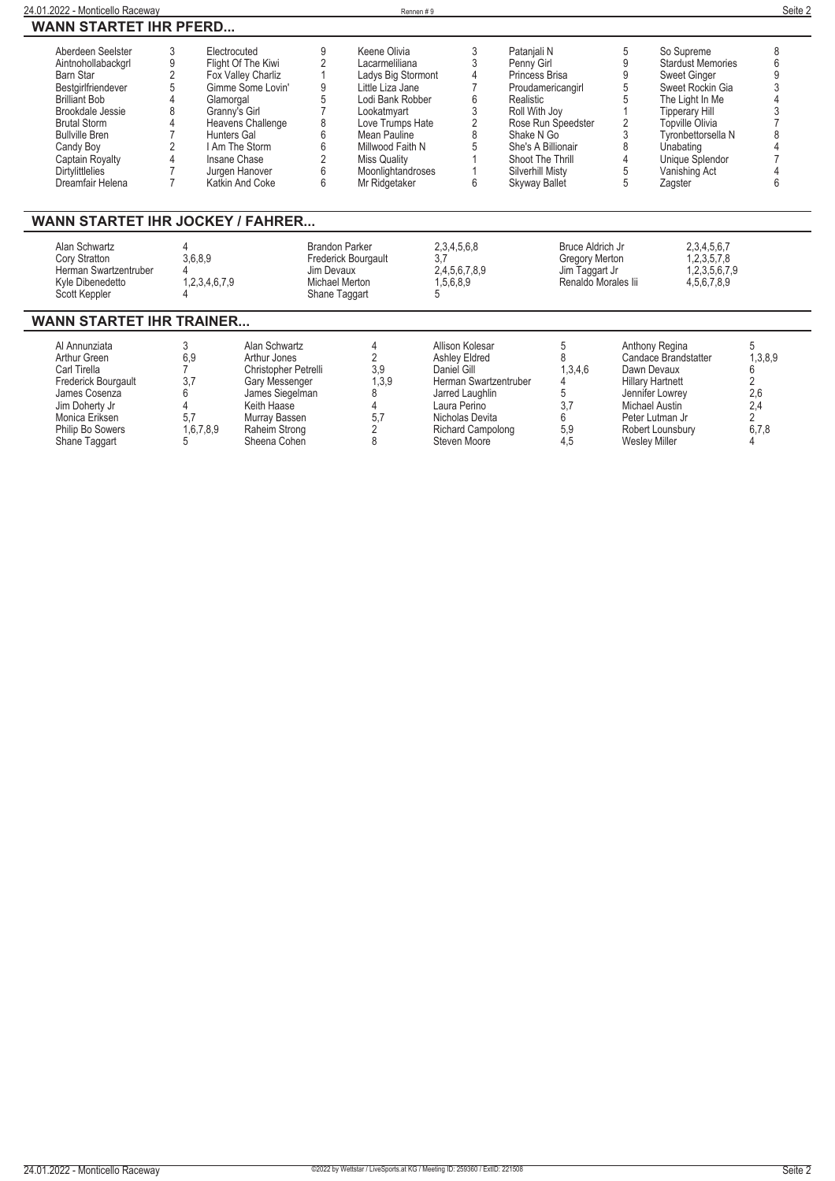## WANN STARTET IHR PFERD...

| Pferd | Rennen | Pferd | Rennen | Pferd | Rennen | Pferd | Rennen | Pferd | Rennen |
|---|---|---|---|---|---|---|---|---|---|
| Aberdeen Seelster | 3 | Electrocuted | 9 | Keene Olivia | 3 | Patanjali N | 5 | So Supreme | 8 |
| Aintnohollabackgrl | 9 | Flight Of The Kiwi | 2 | Lacarmeliliana | 3 | Penny Girl | 9 | Stardust Memories | 6 |
| Barn Star | 2 | Fox Valley Charliz | 1 | Ladys Big Stormont | 4 | Princess Brisa | 9 | Sweet Ginger | 9 |
| Bestgirlfriendever | 5 | Gimme Some Lovin' | 9 | Little Liza Jane | 7 | Proudamericangirl | 5 | Sweet Rockin Gia | 3 |
| Brilliant Bob | 4 | Glamorgal | 5 | Lodi Bank Robber | 6 | Realistic | 5 | The Light In Me | 4 |
| Brookdale Jessie | 8 | Granny's Girl | 7 | Lookatmyart | 3 | Roll With Joy | 1 | Tipperary Hill | 3 |
| Brutal Storm | 4 | Heavens Challenge | 8 | Love Trumps Hate | 2 | Rose Run Speedster | 2 | Topville Olivia | 7 |
| Bullville Bren | 7 | Hunters Gal | 6 | Mean Pauline | 8 | Shake N Go | 3 | Tyronbettorsella N | 8 |
| Candy Boy | 2 | I Am The Storm | 6 | Millwood Faith N | 5 | She's A Billionair | 8 | Unabating | 4 |
| Captain Royalty | 4 | Insane Chase | 2 | Miss Quality | 1 | Shoot The Thrill | 4 | Unique Splendor | 7 |
| Dirtylittlelies | 7 | Jurgen Hanover | 6 | Moonlightandroses | 1 | Silverhill Misty | 5 | Vanishing Act | 4 |
| Dreamfair Helena | 7 | Katkin And Coke | 6 | Mr Ridgetaker | 6 | Skyway Ballet | 5 | Zagster | 6 |

## WANN STARTET IHR JOCKEY / FAHRER...

| Fahrer | Rennen | Fahrer | Rennen | Fahrer | Rennen | Fahrer | Rennen |
|---|---|---|---|---|---|---|---|
| Alan Schwartz | 4 | Brandon Parker | 2,3,4,5,6,8 | Bruce Aldrich Jr | 2,3,4,5,6,7 | | |
| Cory Stratton | 3,6,8,9 | Frederick Bourgault | 3,7 | Gregory Merton | 1,2,3,5,7,8 | | |
| Herman Swartzentruber | 4 | Jim Devaux | 2,4,5,6,7,8,9 | Jim Taggart Jr | 1,2,3,5,6,7,9 | | |
| Kyle Dibenedetto | 1,2,3,4,6,7,9 | Michael Merton | 1,5,6,8,9 | Renaldo Morales Iii | 4,5,6,7,8,9 | | |
| Scott Keppler | 4 | Shane Taggart | 5 | | | | |

## WANN STARTET IHR TRAINER...

| Trainer | Rennen | Trainer | Rennen | Trainer | Rennen | Trainer | Rennen | Trainer | Rennen |
|---|---|---|---|---|---|---|---|---|---|
| Al Annunziata | 3 | Alan Schwartz | 4 | Allison Kolesar | 5 | Anthony Regina | 5 | | |
| Arthur Green | 6,9 | Arthur Jones | 2 | Ashley Eldred | 8 | Candace Brandstatter | 1,3,8,9 | | |
| Carl Tirella | 7 | Christopher Petrelli | 3,9 | Daniel Gill | 1,3,4,6 | Dawn Devaux | 6 | | |
| Frederick Bourgault | 3,7 | Gary Messenger | 1,3,9 | Herman Swartzentruber | 4 | Hillary Hartnett | 2 | | |
| James Cosenza | 6 | James Siegelman | 8 | Jarred Laughlin | 5 | Jennifer Lowrey | 2,6 | | |
| Jim Doherty Jr | 4 | Keith Haase | 4 | Laura Perino | 3,7 | Michael Austin | 2,4 | | |
| Monica Eriksen | 5,7 | Murray Bassen | 5,7 | Nicholas Devita | 6 | Peter Lutman Jr | 2 | | |
| Philip Bo Sowers | 1,6,7,8,9 | Raheim Strong | 2 | Richard Campolong | 5,9 | Robert Lounsbury | 6,7,8 | | |
| Shane Taggart | 5 | Sheena Cohen | 8 | Steven Moore | 4,5 | Wesley Miller | 4 | | |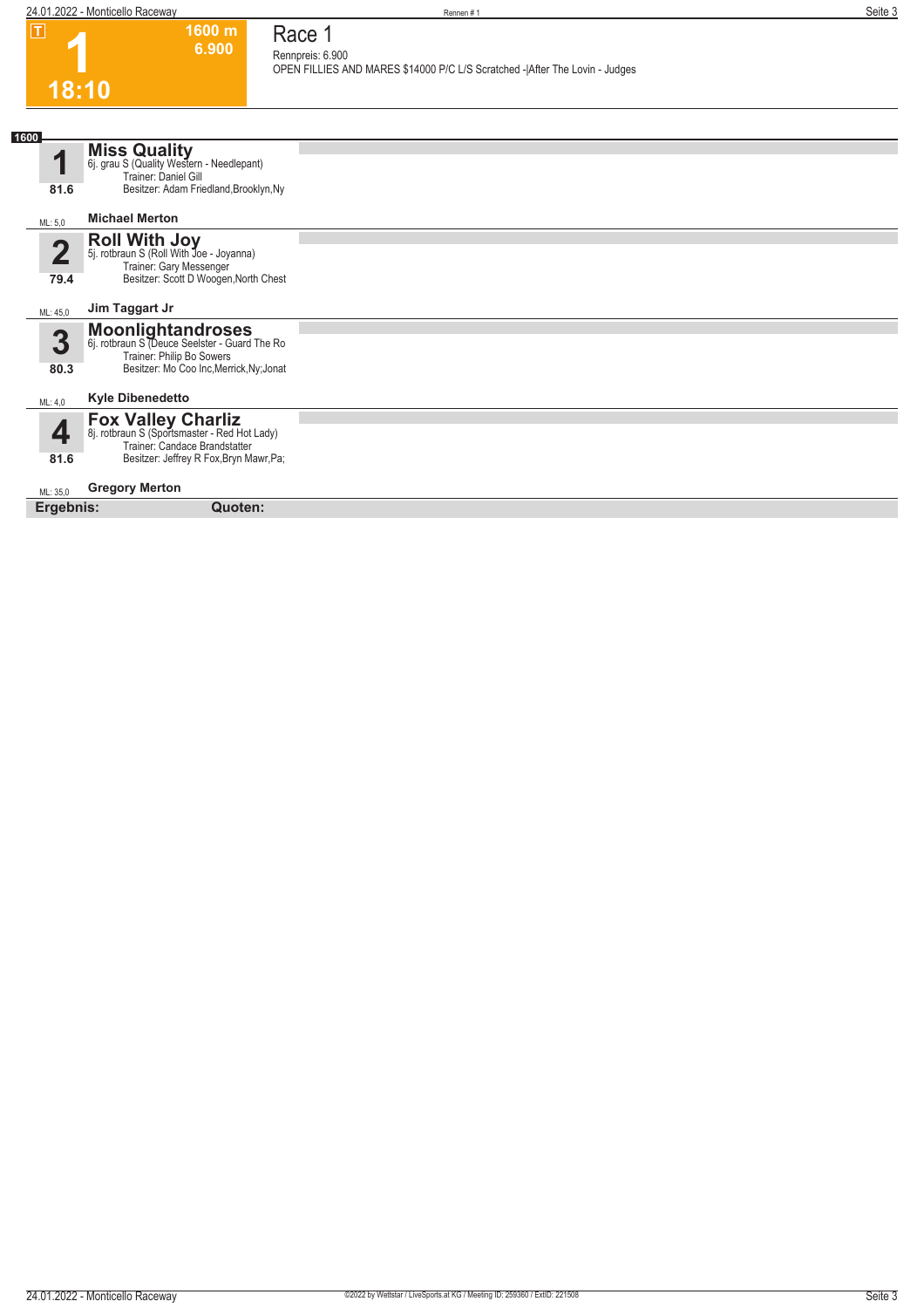# 1

T

1600 m
6.900

18:10

## Race 1

Rennpreis: 6.900
OPEN FILLIES AND MARES $14000 P/C L/S Scratched -|After The Lovin - Judges

**1600**

### 1 Miss Quality
6j. grau S (Quality Western - Needlepant)
Trainer: Daniel Gill
Besitzer: Adam Friedland,Brooklyn,Ny
81.6
ML: 5,0 **Michael Merton**

### 2 Roll With Joy
5j. rotbraun S (Roll With Joe - Joyanna)
Trainer: Gary Messenger
Besitzer: Scott D Woogen,North Chest
79.4
ML: 45,0 **Jim Taggart Jr**

### 3 Moonlightandroses
6j. rotbraun S (Deuce Seelster - Guard The Ro
Trainer: Philip Bo Sowers
Besitzer: Mo Coo Inc,Merrick,Ny;Jonat
80.3
ML: 4,0 **Kyle Dibenedetto**

### 4 Fox Valley Charliz
8j. rotbraun S (Sportsmaster - Red Hot Lady)
Trainer: Candace Brandstatter
Besitzer: Jeffrey R Fox,Bryn Mawr,Pa;
81.6
ML: 35,0 **Gregory Merton**

**Ergebnis:** **Quoten:**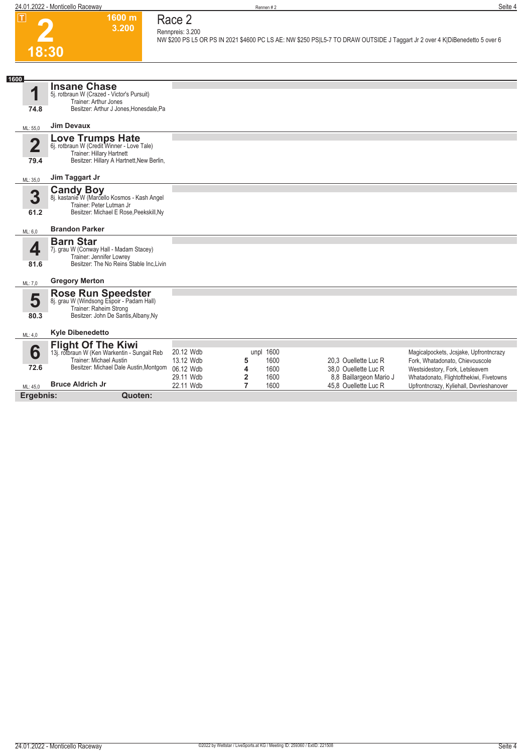# Race 2

**2** | 1600 m | 3.200 | 18:30

Rennpreis: 3.200

NW $200 PS L5 OR PS IN 2021 $4600 PC LS AE: NW $250 PS|L5-7 TO DRAW OUTSIDE J Taggart Jr 2 over 4 K|DiBenedetto 5 over 6

**1600**

## 1 Insane Chase
5j. rotbraun W (Crazed - Victor's Pursuit)
Trainer: Arthur Jones
Besitzer: Arthur J Jones,Honesdale,Pa
74.8
ML: 55,0
**Jim Devaux**

## 2 Love Trumps Hate
6j. rotbraun W (Credit Winner - Love Tale)
Trainer: Hillary Hartnett
Besitzer: Hillary A Hartnett,New Berlin,
79.4
ML: 35,0
**Jim Taggart Jr**

## 3 Candy Boy
8j. kastanie W (Marcello Kosmos - Kash Angel
Trainer: Peter Lutman Jr
Besitzer: Michael E Rose,Peekskill,Ny
61.2
ML: 6,0
**Brandon Parker**

## 4 Barn Star
7j. grau W (Conway Hall - Madam Stacey)
Trainer: Jennifer Lowrey
Besitzer: The No Reins Stable Inc,Livin
81.6
ML: 7,0
**Gregory Merton**

## 5 Rose Run Speedster
8j. grau W (Windsong Espoir - Padam Hall)
Trainer: Raheim Strong
Besitzer: John De Santis,Albany,Ny
80.3
ML: 4,0
**Kyle Dibenedetto**

## 6 Flight Of The Kiwi
13j. rotbraun W (Ken Warkentin - Sungait Reb
Trainer: Michael Austin
Besitzer: Michael Dale Austin,Montgom
72.6
ML: 45,0
**Bruce Aldrich Jr**

| Datum | Bahn | Platz | Distanz | Quote | Fahrer | Einlauf |
|---|---|---|---|---|---|---|
| 20.12 | Wdb | unpl | 1600 | | | Magicalpockets, Jcsjake, Upfrontncrazy |
| 13.12 | Wdb | 5 | 1600 | 20,3 | Ouellette Luc R | Fork, Whatadonato, Chievouscole |
| 06.12 | Wdb | 4 | 1600 | 38,0 | Ouellette Luc R | Westsidestory, Fork, Letsleavem |
| 29.11 | Wdb | 2 | 1600 | 8,8 | Baillargeon Mario J | Whatadonato, Flightofthekiwi, Fivetowns |
| 22.11 | Wdb | 7 | 1600 | 45,8 | Ouellette Luc R | Upfrontncrazy, Kyliehall, Devrieshanover |

**Ergebnis:** **Quoten:**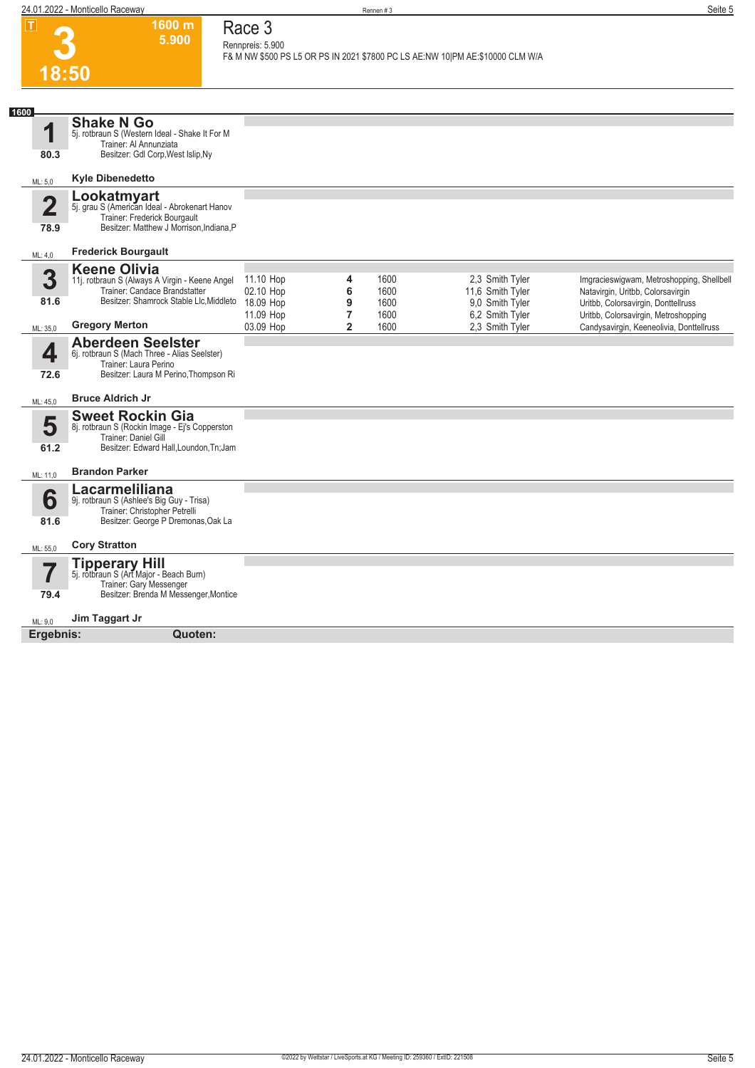# 3

**1600 m**
**5.900**

**18:50**

## Race 3

Rennpreis: 5.900

F& M NW $500 PS L5 OR PS IN 2021 $7800 PC LS AE:NW 10|PM AE:$10000 CLM W/A

**1600**

### 1 Shake N Go
5j. rotbraun S (Western Ideal - Shake It For M
Trainer: Al Annunziata
Besitzer: Gdl Corp,West Islip,Ny
80.3
ML: 5,0
**Kyle Dibenedetto**

### 2 Lookatmyart
5j. grau S (American Ideal - Abrokenart Hanov
Trainer: Frederick Bourgault
Besitzer: Matthew J Morrison,Indiana,P
78.9
ML: 4,0
**Frederick Bourgault**

### 3 Keene Olivia
11j. rotbraun S (Always A Virgin - Keene Angel
Trainer: Candace Brandstatter
Besitzer: Shamrock Stable Llc,Middleto
81.6
ML: 35,0
**Gregory Merton**

| Datum | Bahn | Platz | Distanz | Quote | Fahrer | Einlauf |
|---|---|---|---|---|---|---|
| 11.10 | Hop | 4 | 1600 | 2,3 | Smith Tyler | Imgracieswigwam, Metroshopping, Shellbell |
| 02.10 | Hop | 6 | 1600 | 11,6 | Smith Tyler | Natavirgin, Uritbb, Colorsavirgin |
| 18.09 | Hop | 9 | 1600 | 9,0 | Smith Tyler | Uritbb, Colorsavirgin, Donttellruss |
| 11.09 | Hop | 7 | 1600 | 6,2 | Smith Tyler | Uritbb, Colorsavirgin, Metroshopping |
| 03.09 | Hop | 2 | 1600 | 2,3 | Smith Tyler | Candysavirgin, Keeneolivia, Donttellruss |

### 4 Aberdeen Seelster
6j. rotbraun S (Mach Three - Alias Seelster)
Trainer: Laura Perino
Besitzer: Laura M Perino,Thompson Ri
72.6
ML: 45,0
**Bruce Aldrich Jr**

### 5 Sweet Rockin Gia
8j. rotbraun S (Rockin Image - Ej's Copperston
Trainer: Daniel Gill
Besitzer: Edward Hall,Loundon,Tn;Jam
61.2
ML: 11,0
**Brandon Parker**

### 6 Lacarmeliliana
9j. rotbraun S (Ashlee's Big Guy - Trisa)
Trainer: Christopher Petrelli
Besitzer: George P Dremonas,Oak La
81.6
ML: 55,0
**Cory Stratton**

### 7 Tipperary Hill
5j. rotbraun S (Art Major - Beach Burn)
Trainer: Gary Messenger
Besitzer: Brenda M Messenger,Montice
79.4
ML: 9,0
**Jim Taggart Jr**

**Ergebnis:** **Quoten:**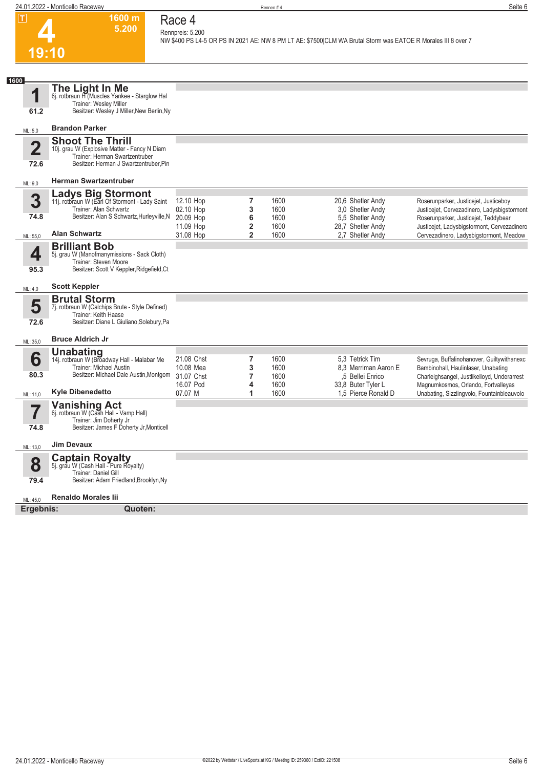# Race 4

**4** — 19:10 — 1600 m — 5.200

Rennpreis: 5.200

NW $400 PS L4-5 OR PS IN 2021 AE: NW 8 PM LT AE: $7500|CLM WA Brutal Storm was EATOE R Morales III 8 over 7

**1600**

## 1 The Light In Me
6j. rotbraun H (Muscles Yankee - Starglow Hal
Trainer: Wesley Miller
Besitzer: Wesley J Miller,New Berlin,Ny

61.2 — ML: 5,0 — **Brandon Parker**

## 2 Shoot The Thrill
10j. grau W (Explosive Matter - Fancy N Diam
Trainer: Herman Swartzentruber
Besitzer: Herman J Swartzentruber,Pin

72.6 — ML: 9,0 — **Herman Swartzentruber**

## 3 Ladys Big Stormont
11j. rotbraun W (Earl Of Stormont - Lady Saint
Trainer: Alan Schwartz
Besitzer: Alan S Schwartz,Hurleyville,N

74.8 — ML: 55,0 — **Alan Schwartz**

| Datum | Platz | Distanz | Quote / Fahrer | Einlauf |
|---|---|---|---|---|
| 12.10 Hop | 7 | 1600 | 20,6 Shetler Andy | Roserunparker, Justicejet, Justiceboy |
| 02.10 Hop | 3 | 1600 | 3,0 Shetler Andy | Justicejet, Cervezadinero, Ladysbigstormont |
| 20.09 Hop | 6 | 1600 | 5,5 Shetler Andy | Roserunparker, Justicejet, Teddybear |
| 11.09 Hop | 2 | 1600 | 28,7 Shetler Andy | Justicejet, Ladysbigstormont, Cervezadinero |
| 31.08 Hop | 2 | 1600 | 2,7 Shetler Andy | Cervezadinero, Ladysbigstormont, Meadow |

## 4 Brilliant Bob
5j. grau W (Manofmanymissions - Sack Cloth)
Trainer: Steven Moore
Besitzer: Scott V Keppler,Ridgefield,Ct

95.3 — ML: 4,0 — **Scott Keppler**

## 5 Brutal Storm
7j. rotbraun W (Calchips Brute - Style Defined)
Trainer: Keith Haase
Besitzer: Diane L Giuliano,Solebury,Pa

72.6 — ML: 35,0 — **Bruce Aldrich Jr**

## 6 Unabating
14j. rotbraun W (Broadway Hall - Malabar Me
Trainer: Michael Austin
Besitzer: Michael Dale Austin,Montgom

80.3 — ML: 11,0 — **Kyle Dibenedetto**

| Datum | Platz | Distanz | Quote / Fahrer | Einlauf |
|---|---|---|---|---|
| 21.08 Chst | 7 | 1600 | 5,3 Tetrick Tim | Sevruga, Buffalinohanover, Guiltywithanexc |
| 10.08 Mea | 3 | 1600 | 8,3 Merriman Aaron E | Bambinohall, Haulinlaser, Unabating |
| 31.07 Chst | 7 | 1600 | ,5 Bellei Enrico | Charleighsangel, Justlikelloyd, Underarrest |
| 16.07 Pcd | 4 | 1600 | 33,8 Buter Tyler L | Magnumkosmos, Orlando, Fortvalleyas |
| 07.07 M | 1 | 1600 | 1,5 Pierce Ronald D | Unabating, Sizzlingvolo, Fountainbleauvolo |

## 7 Vanishing Act
6j. rotbraun W (Cash Hall - Vamp Hall)
Trainer: Jim Doherty Jr
Besitzer: James F Doherty Jr,Monticell

74.8 — ML: 13,0 — **Jim Devaux**

## 8 Captain Royalty
5j. grau W (Cash Hall - Pure Royalty)
Trainer: Daniel Gill
Besitzer: Adam Friedland,Brooklyn,Ny

79.4 — ML: 45,0 — **Renaldo Morales Iii**

**Ergebnis:** **Quoten:**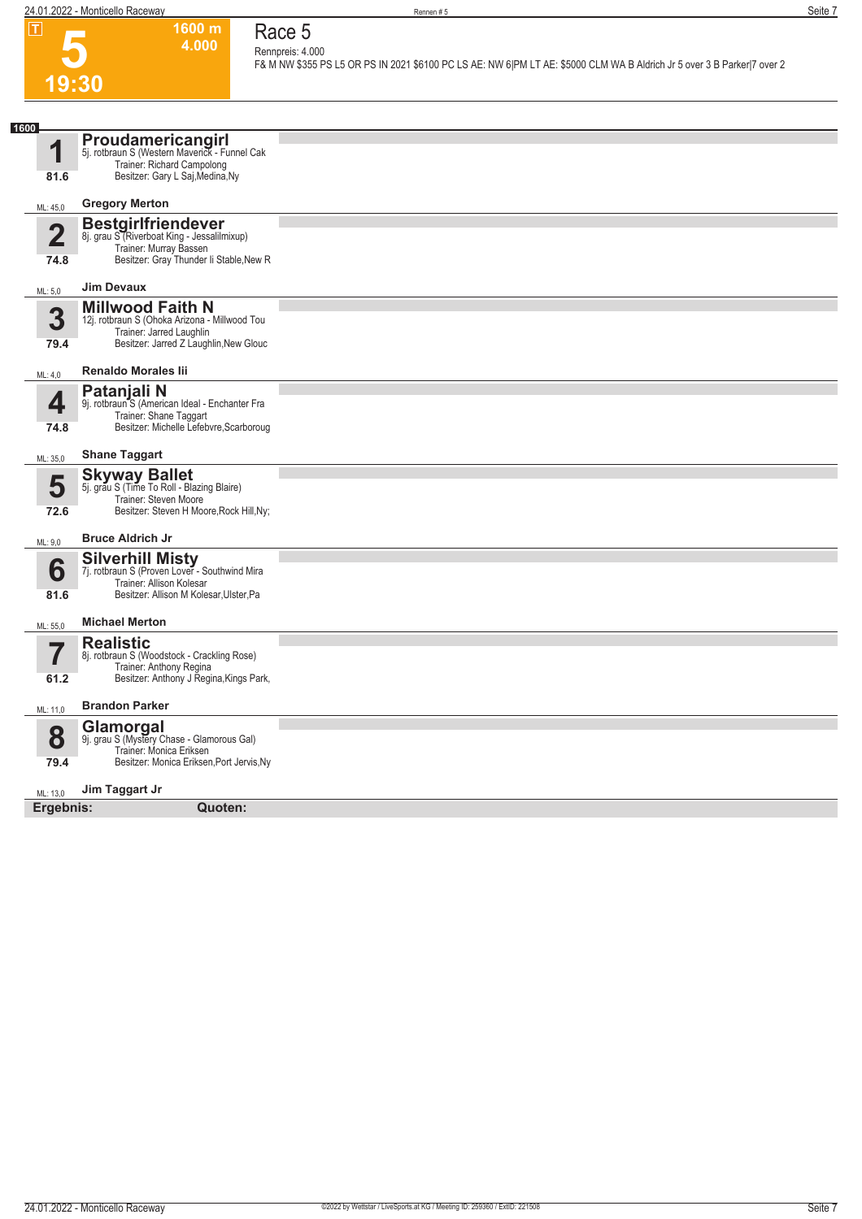# Race 5

**5** — 19:30 — 1600 m — 4.000

Rennpreis: 4.000

F& M NW $355 PS L5 OR PS IN 2021 $6100 PC LS AE: NW 6|PM LT AE: $5000 CLM WA B Aldrich Jr 5 over 3 B Parker|7 over 2

**1600**

**1 Proudamericangirl**
5j. rotbraun S (Western Maverick - Funnel Cak
Trainer: Richard Campolong
Besitzer: Gary L Saj,Medina,Ny
81.6
ML: 45,0 — **Gregory Merton**

**2 Bestgirlfriendever**
8j. grau S (Riverboat King - Jessalilmixup)
Trainer: Murray Bassen
Besitzer: Gray Thunder Ii Stable,New R
74.8
ML: 5,0 — **Jim Devaux**

**3 Millwood Faith N**
12j. rotbraun S (Ohoka Arizona - Millwood Tou
Trainer: Jarred Laughlin
Besitzer: Jarred Z Laughlin,New Glouc
79.4
ML: 4,0 — **Renaldo Morales Iii**

**4 Patanjali N**
9j. rotbraun S (American Ideal - Enchanter Fra
Trainer: Shane Taggart
Besitzer: Michelle Lefebvre,Scarboroug
74.8
ML: 35,0 — **Shane Taggart**

**5 Skyway Ballet**
5j. grau S (Time To Roll - Blazing Blaire)
Trainer: Steven Moore
Besitzer: Steven H Moore,Rock Hill,Ny;
72.6
ML: 9,0 — **Bruce Aldrich Jr**

**6 Silverhill Misty**
7j. rotbraun S (Proven Lover - Southwind Mira
Trainer: Allison Kolesar
Besitzer: Allison M Kolesar,Ulster,Pa
81.6
ML: 55,0 — **Michael Merton**

**7 Realistic**
8j. rotbraun S (Woodstock - Crackling Rose)
Trainer: Anthony Regina
Besitzer: Anthony J Regina,Kings Park,
61.2
ML: 11,0 — **Brandon Parker**

**8 Glamorgal**
9j. grau S (Mystery Chase - Glamorous Gal)
Trainer: Monica Eriksen
Besitzer: Monica Eriksen,Port Jervis,Ny
79.4
ML: 13,0 — **Jim Taggart Jr**

**Ergebnis:** **Quoten:**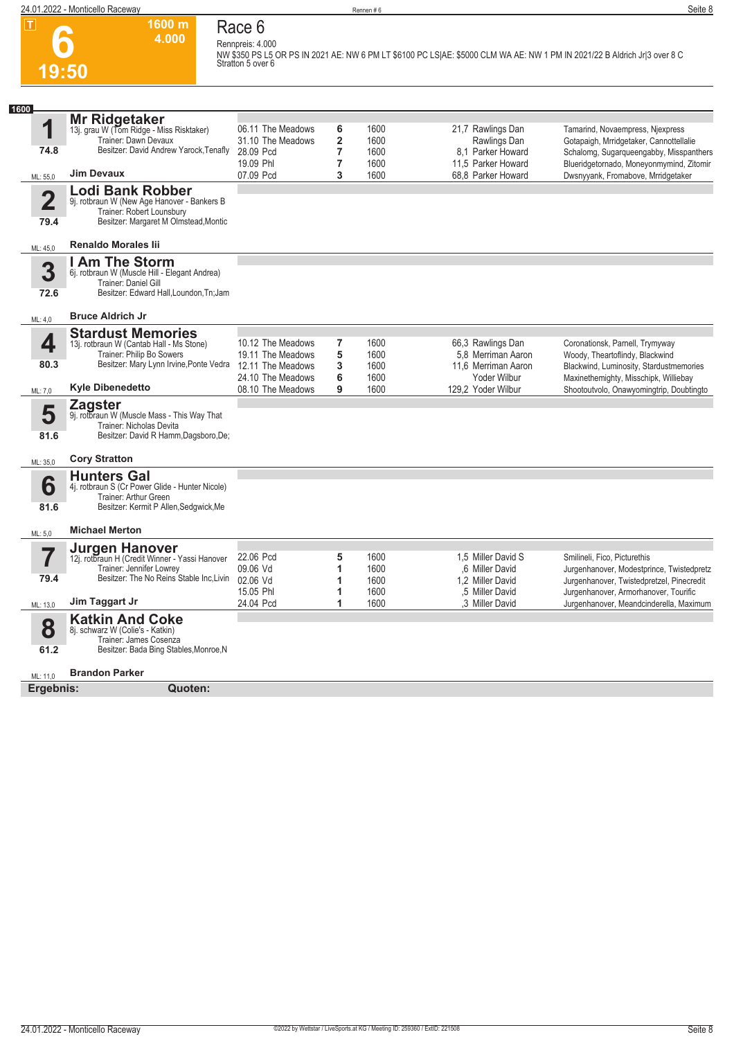# 6

**1600 m**
**4.000**

**19:50**

## Race 6

Rennpreis: 4.000

NW $350 PS L5 OR PS IN 2021 AE: NW 6 PM LT $6100 PC LS|AE: $5000 CLM WA AE: NW 1 PM IN 2021/22 B Aldrich Jr|3 over 8 C Stratton 5 over 6

**1600**

### 1 Mr Ridgetaker
13j. grau W (Tom Ridge - Miss Risktaker)
Trainer: Dawn Devaux
Besitzer: David Andrew Yarock,Tenafly
74.8
ML: 55,0
**Jim Devaux**

| Datum | Bahn | Platz | Distanz | Quote / Fahrer | Einlauf |
|---|---|---|---|---|---|
| 06.11 | The Meadows | 6 | 1600 | 21,7 Rawlings Dan | Tamarind, Novaempress, Njexpress |
| 31.10 | The Meadows | 2 | 1600 | Rawlings Dan | Gotapaigh, Mrridgetaker, Cannottellalie |
| 28.09 | Pcd | 7 | 1600 | 8,1 Parker Howard | Schalomg, Sugarqueengabby, Misspanthers |
| 19.09 | Phl | 7 | 1600 | 11,5 Parker Howard | Blueridgetornado, Moneyonmymind, Zitomir |
| 07.09 | Pcd | 3 | 1600 | 68,8 Parker Howard | Dwsnyyank, Fromabove, Mrridgetaker |

### 2 Lodi Bank Robber
9j. rotbraun W (New Age Hanover - Bankers B
Trainer: Robert Lounsbury
Besitzer: Margaret M Olmstead,Montic
79.4
ML: 45,0
**Renaldo Morales Iii**

### 3 I Am The Storm
6j. rotbraun W (Muscle Hill - Elegant Andrea)
Trainer: Daniel Gill
Besitzer: Edward Hall,Loundon,Tn;Jam
72.6
ML: 4,0
**Bruce Aldrich Jr**

### 4 Stardust Memories
13j. rotbraun W (Cantab Hall - Ms Stone)
Trainer: Philip Bo Sowers
Besitzer: Mary Lynn Irvine,Ponte Vedra
80.3
ML: 7,0
**Kyle Dibenedetto**

| Datum | Bahn | Platz | Distanz | Quote / Fahrer | Einlauf |
|---|---|---|---|---|---|
| 10.12 | The Meadows | 7 | 1600 | 66,3 Rawlings Dan | Coronationsk, Parnell, Trymyway |
| 19.11 | The Meadows | 5 | 1600 | 5,8 Merriman Aaron | Woody, Theartoflindy, Blackwind |
| 12.11 | The Meadows | 3 | 1600 | 11,6 Merriman Aaron | Blackwind, Luminosity, Stardustmemories |
| 24.10 | The Meadows | 6 | 1600 | Yoder Wilbur | Maxinethemighty, Misschipk, Williebay |
| 08.10 | The Meadows | 9 | 1600 | 129,2 Yoder Wilbur | Shootoutvolo, Onawyomingtrip, Doubtingto |

### 5 Zagster
9j. rotbraun W (Muscle Mass - This Way That
Trainer: Nicholas Devita
Besitzer: David R Hamm,Dagsboro,De;
81.6
ML: 35,0
**Cory Stratton**

### 6 Hunters Gal
4j. rotbraun S (Cr Power Glide - Hunter Nicole)
Trainer: Arthur Green
Besitzer: Kermit P Allen,Sedgwick,Me
81.6
ML: 5,0
**Michael Merton**

### 7 Jurgen Hanover
12j. rotbraun H (Credit Winner - Yassi Hanover
Trainer: Jennifer Lowrey
Besitzer: The No Reins Stable Inc,Livin
79.4
ML: 13,0
**Jim Taggart Jr**

| Datum | Bahn | Platz | Distanz | Quote / Fahrer | Einlauf |
|---|---|---|---|---|---|
| 22.06 | Pcd | 5 | 1600 | 1,5 Miller David S | Smilineli, Fico, Picturethis |
| 09.06 | Vd | 1 | 1600 | ,6 Miller David | Jurgenhanover, Modestprince, Twistedpretz |
| 02.06 | Vd | 1 | 1600 | 1,2 Miller David | Jurgenhanover, Twistedpretzel, Pinecredit |
| 15.05 | Phl | 1 | 1600 | ,5 Miller David | Jurgenhanover, Armorhanover, Tourific |
| 24.04 | Pcd | 1 | 1600 | ,3 Miller David | Jurgenhanover, Meandcinderella, Maximum |

### 8 Katkin And Coke
8j. schwarz W (Colie's - Katkin)
Trainer: James Cosenza
Besitzer: Bada Bing Stables,Monroe,N
61.2
ML: 11,0
**Brandon Parker**

**Ergebnis:** **Quoten:**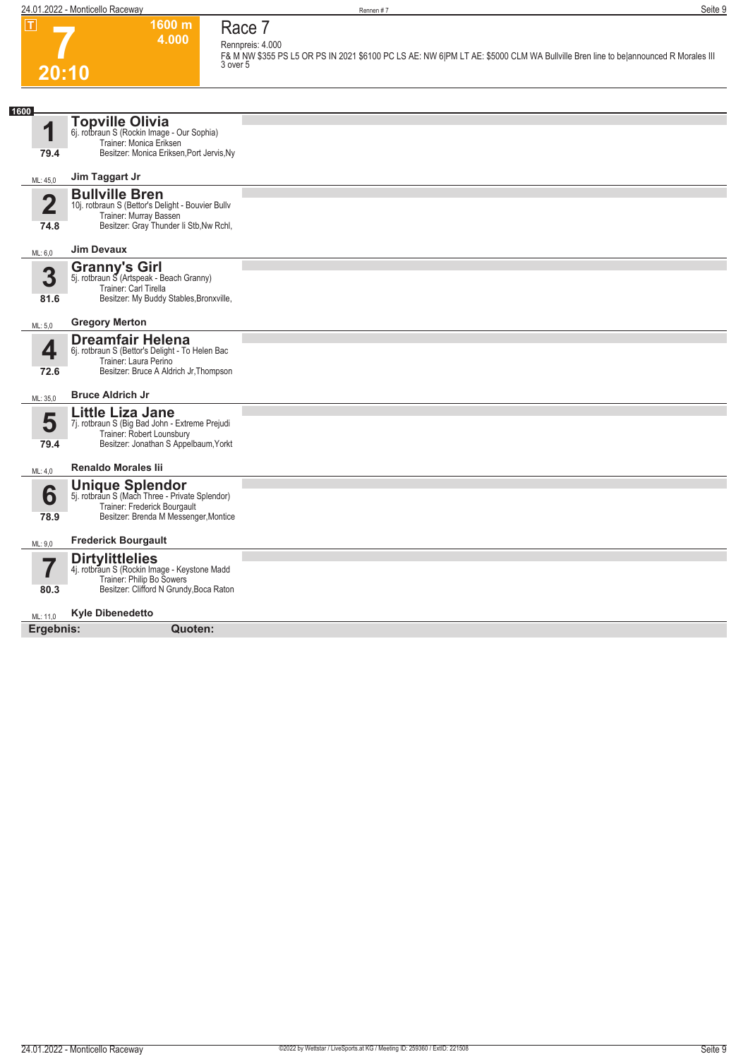T

# 7

**20:10**

**1600 m**
**4.000**

## Race 7

Rennpreis: 4.000

F& M NW $355 PS L5 OR PS IN 2021 $6100 PC LS AE: NW 6|PM LT AE: $5000 CLM WA Bullville Bren line to be|announced R Morales III 3 over 5

**1600**

| Nr. | Pferd | Info |
|---|---|---|
| 1 | **Topville Olivia** | 6j. rotbraun S (Rockin Image - Our Sophia)<br>Trainer: Monica Eriksen<br>Besitzer: Monica Eriksen,Port Jervis,Ny |
| 79.4 | | |
| ML: 45,0 | **Jim Taggart Jr** | |
| 2 | **Bullville Bren** | 10j. rotbraun S (Bettor's Delight - Bouvier Bullv<br>Trainer: Murray Bassen<br>Besitzer: Gray Thunder Ii Stb,Nw Rchl, |
| 74.8 | | |
| ML: 6,0 | **Jim Devaux** | |
| 3 | **Granny's Girl** | 5j. rotbraun S (Artspeak - Beach Granny)<br>Trainer: Carl Tirella<br>Besitzer: My Buddy Stables,Bronxville, |
| 81.6 | | |
| ML: 5,0 | **Gregory Merton** | |
| 4 | **Dreamfair Helena** | 6j. rotbraun S (Bettor's Delight - To Helen Bac<br>Trainer: Laura Perino<br>Besitzer: Bruce A Aldrich Jr,Thompson |
| 72.6 | | |
| ML: 35,0 | **Bruce Aldrich Jr** | |
| 5 | **Little Liza Jane** | 7j. rotbraun S (Big Bad John - Extreme Prejudi<br>Trainer: Robert Lounsbury<br>Besitzer: Jonathan S Appelbaum,Yorkt |
| 79.4 | | |
| ML: 4,0 | **Renaldo Morales Iii** | |
| 6 | **Unique Splendor** | 5j. rotbraun S (Mach Three - Private Splendor)<br>Trainer: Frederick Bourgault<br>Besitzer: Brenda M Messenger,Montice |
| 78.9 | | |
| ML: 9,0 | **Frederick Bourgault** | |
| 7 | **Dirtylittlelies** | 4j. rotbraun S (Rockin Image - Keystone Madd<br>Trainer: Philip Bo Sowers<br>Besitzer: Clifford N Grundy,Boca Raton |
| 80.3 | | |
| ML: 11,0 | **Kyle Dibenedetto** | |

**Ergebnis:** **Quoten:**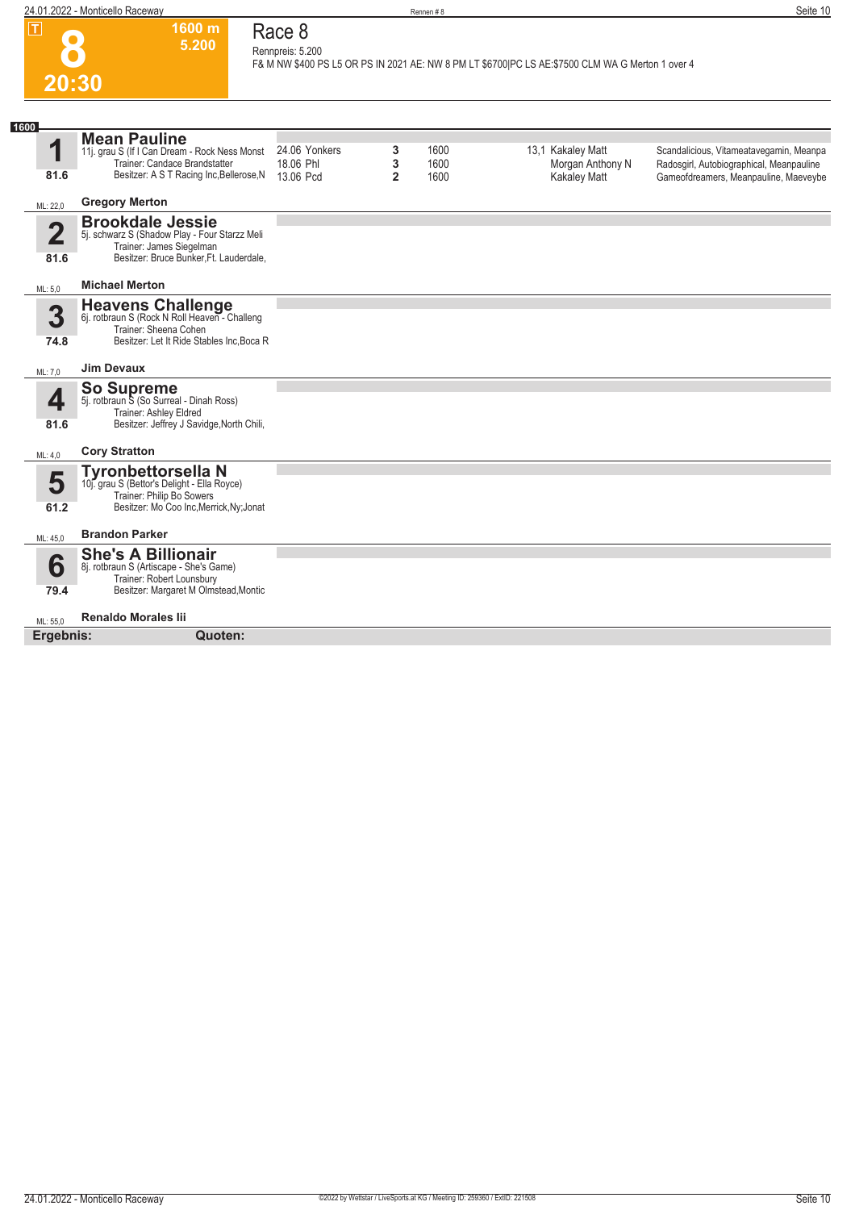# Race 8

**8** — T — 1600 m — 5.200 — 20:30

Rennpreis: 5.200

F& M NW $400 PS L5 OR PS IN 2021 AE: NW 8 PM LT $6700|PC LS AE:$7500 CLM WA G Merton 1 over 4

**1600**

## 1 Mean Pauline

11j. grau S (If I Can Dream - Rock Ness Monst
Trainer: Candace Brandstatter
Besitzer: A S T Racing Inc,Bellerose,N

81.6 — ML: 22,0 — **Gregory Merton**

| Datum | Platz | Distanz | Quote | Fahrer | Einlauf |
|---|---|---|---|---|---|
| 24.06 Yonkers | 3 | 1600 | 13,1 | Kakaley Matt | Scandalicious, Vitameatavegamin, Meanpa |
| 18.06 Phl | 3 | 1600 | | Morgan Anthony N | Radosgirl, Autobiographical, Meanpauline |
| 13.06 Pcd | 2 | 1600 | | Kakaley Matt | Gameofdreamers, Meanpauline, Maeveybe |

## 2 Brookdale Jessie

5j. schwarz S (Shadow Play - Four Starzz Meli
Trainer: James Siegelman
Besitzer: Bruce Bunker,Ft. Lauderdale,

81.6 — ML: 5,0 — **Michael Merton**

## 3 Heavens Challenge

6j. rotbraun S (Rock N Roll Heaven - Challeng
Trainer: Sheena Cohen
Besitzer: Let It Ride Stables Inc,Boca R

74.8 — ML: 7,0 — **Jim Devaux**

## 4 So Supreme

5j. rotbraun S (So Surreal - Dinah Ross)
Trainer: Ashley Eldred
Besitzer: Jeffrey J Savidge,North Chili,

81.6 — ML: 4,0 — **Cory Stratton**

## 5 Tyronbettorsella N

10j. grau S (Bettor's Delight - Ella Royce)
Trainer: Philip Bo Sowers
Besitzer: Mo Coo Inc,Merrick,Ny;Jonat

61.2 — ML: 45,0 — **Brandon Parker**

## 6 She's A Billionair

8j. rotbraun S (Artiscape - She's Game)
Trainer: Robert Lounsbury
Besitzer: Margaret M Olmstead,Montic

79.4 — ML: 55,0 — **Renaldo Morales Iii**

**Ergebnis:** **Quoten:**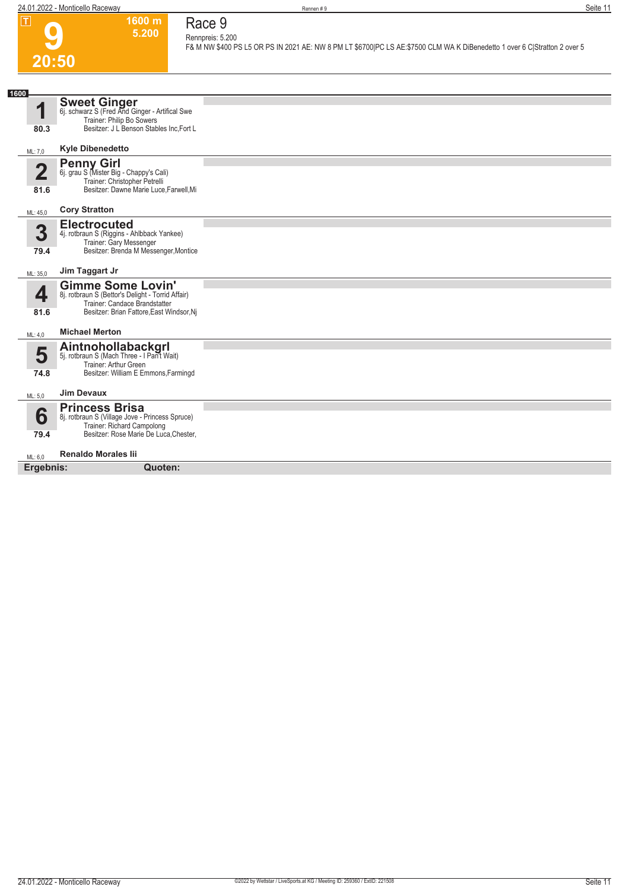# 9

T

1600 m
5.200

20:50

## Race 9

Rennpreis: 5.200

F& M NW $400 PS L5 OR PS IN 2021 AE: NW 8 PM LT $6700|PC LS AE:$7500 CLM WA K DiBenedetto 1 over 6 C|Stratton 2 over 5

**1600**

**1** **Sweet Ginger**
6j. schwarz S (Fred And Ginger - Artifical Swe
Trainer: Philip Bo Sowers
Besitzer: J L Benson Stables Inc,Fort L
80.3
ML: 7,0 **Kyle Dibenedetto**

**2** **Penny Girl**
6j. grau S (Mister Big - Chappy's Cali)
Trainer: Christopher Petrelli
Besitzer: Dawne Marie Luce,Farwell,Mi
81.6
ML: 45,0 **Cory Stratton**

**3** **Electrocuted**
4j. rotbraun S (Riggins - Ahlbback Yankee)
Trainer: Gary Messenger
Besitzer: Brenda M Messenger,Montice
79.4
ML: 35,0 **Jim Taggart Jr**

**4** **Gimme Some Lovin'**
8j. rotbraun S (Bettor's Delight - Torrid Affair)
Trainer: Candace Brandstatter
Besitzer: Brian Fattore,East Windsor,Nj
81.6
ML: 4,0 **Michael Merton**

**5** **Aintnohollabackgrl**
5j. rotbraun S (Mach Three - I Pan't Wait)
Trainer: Arthur Green
Besitzer: William E Emmons,Farmingd
74.8
ML: 5,0 **Jim Devaux**

**6** **Princess Brisa**
8j. rotbraun S (Village Jove - Princess Spruce)
Trainer: Richard Campolong
Besitzer: Rose Marie De Luca,Chester,
79.4
ML: 6,0 **Renaldo Morales Iii**

**Ergebnis:** **Quoten:**